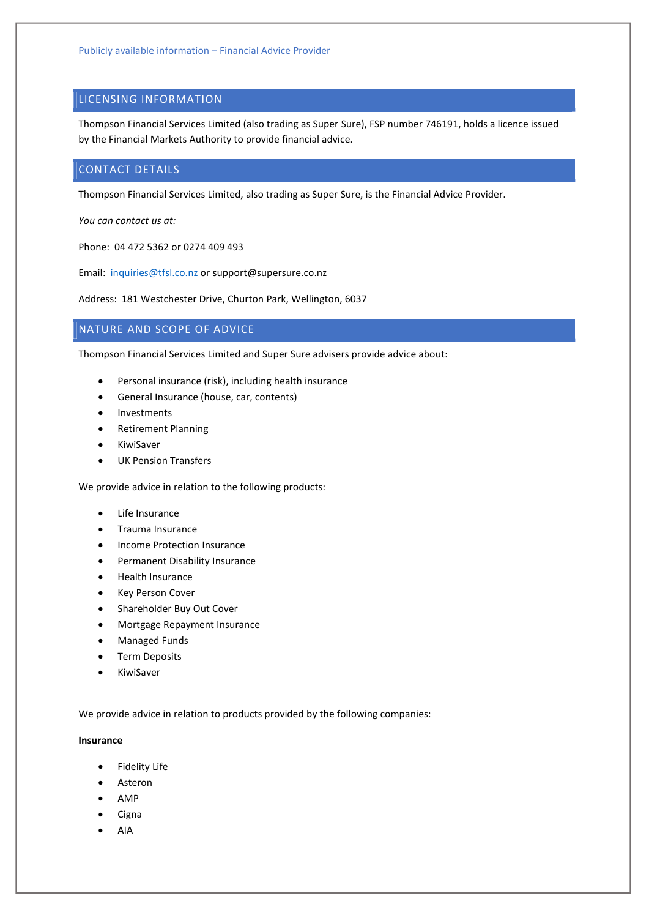Publicly available information – Financial Advice Provider

## LICENSING INFORMATION

Thompson Financial Services Limited (also trading as Super Sure), FSP number 746191, holds a licence issued by the Financial Markets Authority to provide financial advice.

## CONTACT DETAILS

Thompson Financial Services Limited, also trading as Super Sure, is the Financial Advice Provider.

*You can contact us at:*

Phone: 04 472 5362 or 0274 409 493

Email: [inquiries@tfsl.co.nz](mailto:inquiries@tfsl.co.nz) or support@supersure.co.nz

Address: 181 Westchester Drive, Churton Park, Wellington, 6037

## NATURE AND SCOPE OF ADVICE

Thompson Financial Services Limited and Super Sure advisers provide advice about:

- Personal insurance (risk), including health insurance
- General Insurance (house, car, contents)
- Investments
- Retirement Planning
- KiwiSaver
- UK Pension Transfers

We provide advice in relation to the following products:

- Life Insurance
- Trauma Insurance
- Income Protection Insurance
- Permanent Disability Insurance
- Health Insurance
- Key Person Cover
- Shareholder Buy Out Cover
- Mortgage Repayment Insurance
- Managed Funds
- Term Deposits
- KiwiSaver

We provide advice in relation to products provided by the following companies:

**Insurance**

- Fidelity Life
- Asteron
- AMP
- Cigna
- AIA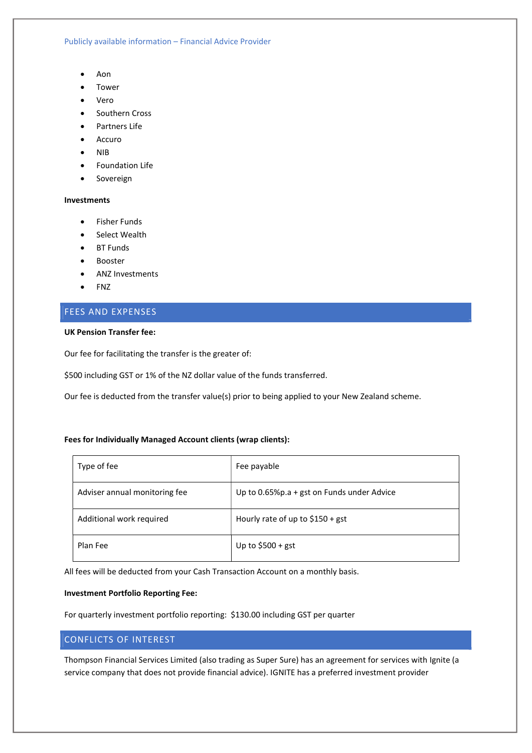- Aon
- Tower
- Vero
- Southern Cross
- Partners Life
- Accuro
- NIB
- Foundation Life
- Sovereign

**Investments**

- Fisher Funds
- Select Wealth
- BT Funds
- Booster
- ANZ Investments
- FNZ

## FEES AND EXPENSES

**UK Pension Transfer fee:**

Our fee for facilitating the transfer is the greater of:

$500 including GST or 1% of the NZ dollar value of the funds transferred.

Our fee is deducted from the transfer value(s) prior to being applied to your New Zealand scheme.

**Fees for Individually Managed Account clients (wrap clients):**

| Type of fee | Fee payable |
|---|---|
| Adviser annual monitoring fee | Up to 0.65%p.a + gst on Funds under Advice |
| Additional work required | Hourly rate of up to $150 + gst |
| Plan Fee | Up to $500 + gst |

All fees will be deducted from your Cash Transaction Account on a monthly basis.

**Investment Portfolio Reporting Fee:**

For quarterly investment portfolio reporting: $130.00 including GST per quarter

## CONFLICTS OF INTEREST

Thompson Financial Services Limited (also trading as Super Sure) has an agreement for services with Ignite (a service company that does not provide financial advice). IGNITE has a preferred investment provider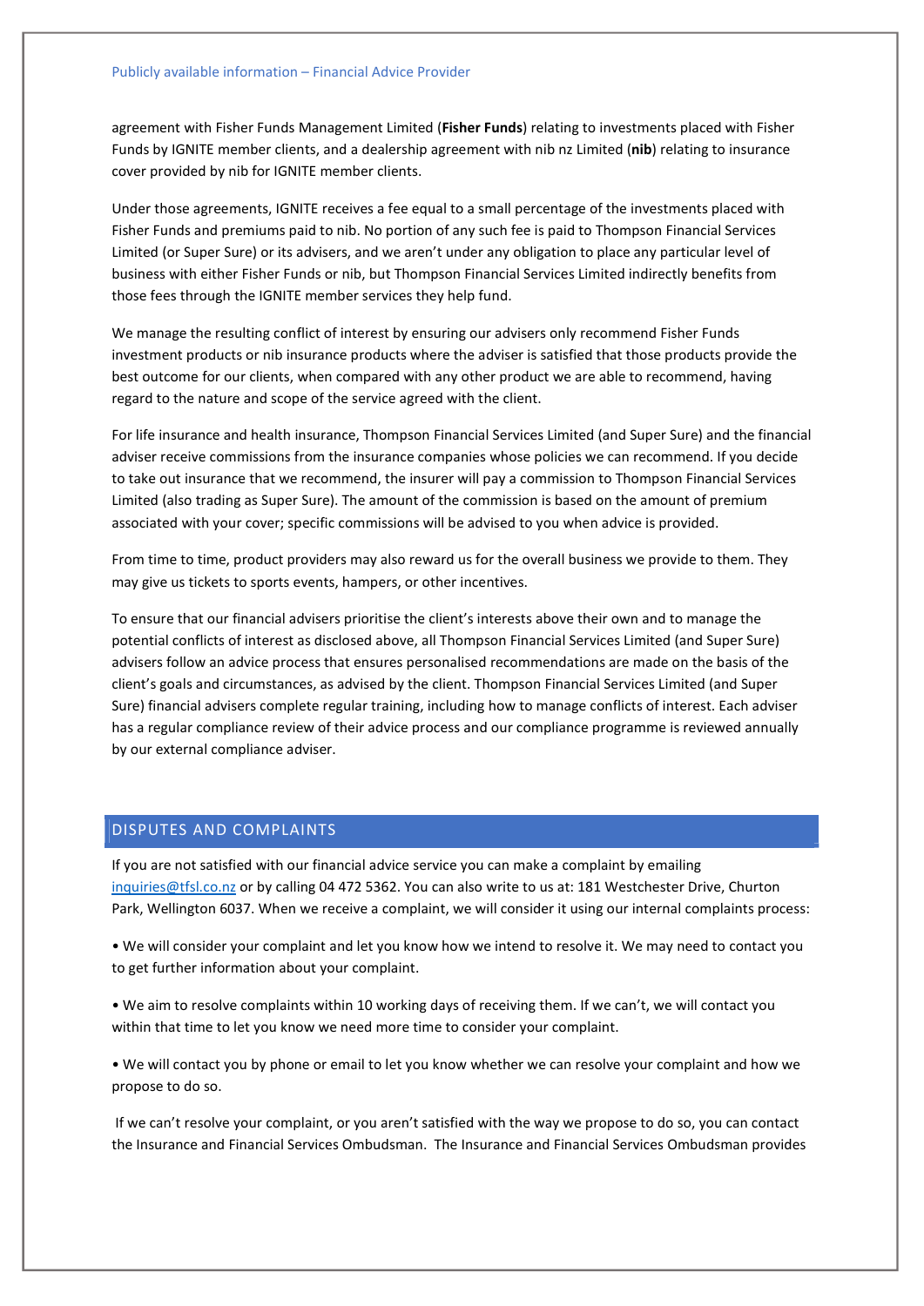agreement with Fisher Funds Management Limited (**Fisher Funds**) relating to investments placed with Fisher Funds by IGNITE member clients, and a dealership agreement with nib nz Limited (**nib**) relating to insurance cover provided by nib for IGNITE member clients.

Under those agreements, IGNITE receives a fee equal to a small percentage of the investments placed with Fisher Funds and premiums paid to nib. No portion of any such fee is paid to Thompson Financial Services Limited (or Super Sure) or its advisers, and we aren't under any obligation to place any particular level of business with either Fisher Funds or nib, but Thompson Financial Services Limited indirectly benefits from those fees through the IGNITE member services they help fund.

We manage the resulting conflict of interest by ensuring our advisers only recommend Fisher Funds investment products or nib insurance products where the adviser is satisfied that those products provide the best outcome for our clients, when compared with any other product we are able to recommend, having regard to the nature and scope of the service agreed with the client.

For life insurance and health insurance, Thompson Financial Services Limited (and Super Sure) and the financial adviser receive commissions from the insurance companies whose policies we can recommend. If you decide to take out insurance that we recommend, the insurer will pay a commission to Thompson Financial Services Limited (also trading as Super Sure). The amount of the commission is based on the amount of premium associated with your cover; specific commissions will be advised to you when advice is provided.

From time to time, product providers may also reward us for the overall business we provide to them. They may give us tickets to sports events, hampers, or other incentives.

To ensure that our financial advisers prioritise the client's interests above their own and to manage the potential conflicts of interest as disclosed above, all Thompson Financial Services Limited (and Super Sure) advisers follow an advice process that ensures personalised recommendations are made on the basis of the client's goals and circumstances, as advised by the client. Thompson Financial Services Limited (and Super Sure) financial advisers complete regular training, including how to manage conflicts of interest. Each adviser has a regular compliance review of their advice process and our compliance programme is reviewed annually by our external compliance adviser.

## DISPUTES AND COMPLAINTS

If you are not satisfied with our financial advice service you can make a complaint by emailing inquiries@tfsl.co.nz or by calling 04 472 5362. You can also write to us at: 181 Westchester Drive, Churton Park, Wellington 6037. When we receive a complaint, we will consider it using our internal complaints process:

- We will consider your complaint and let you know how we intend to resolve it. We may need to contact you to get further information about your complaint.
- We aim to resolve complaints within 10 working days of receiving them. If we can't, we will contact you within that time to let you know we need more time to consider your complaint.
- We will contact you by phone or email to let you know whether we can resolve your complaint and how we propose to do so.

If we can't resolve your complaint, or you aren't satisfied with the way we propose to do so, you can contact the Insurance and Financial Services Ombudsman. The Insurance and Financial Services Ombudsman provides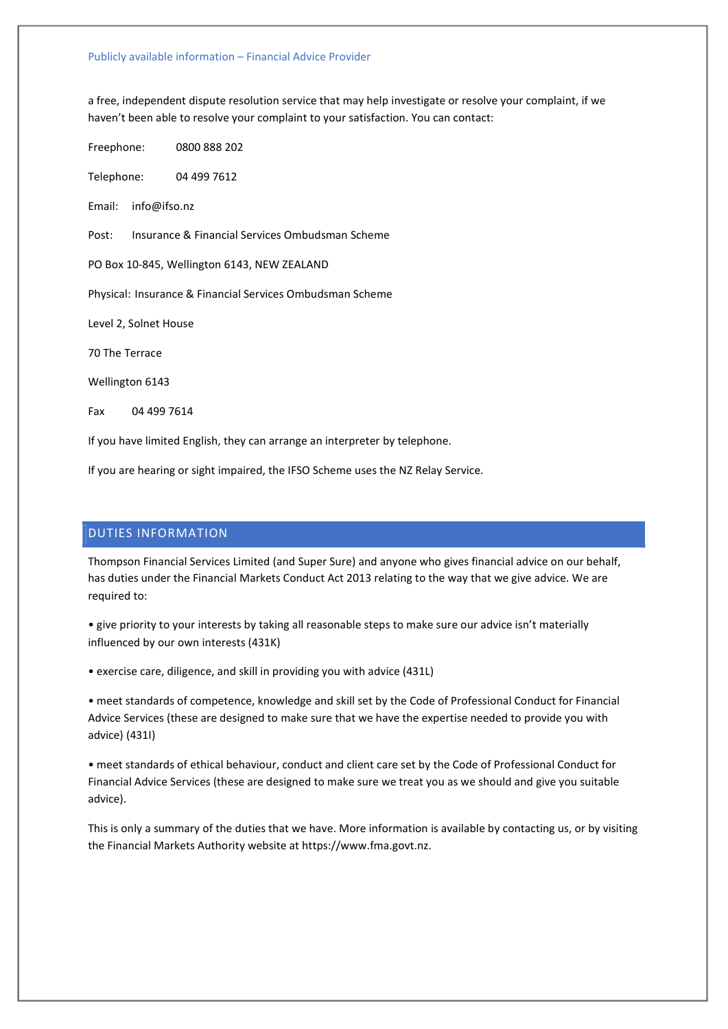a free, independent dispute resolution service that may help investigate or resolve your complaint, if we haven't been able to resolve your complaint to your satisfaction. You can contact:

Freephone: 0800 888 202

Telephone: 04 499 7612

Email: info@ifso.nz

Post: Insurance & Financial Services Ombudsman Scheme

PO Box 10-845, Wellington 6143, NEW ZEALAND

Physical: Insurance & Financial Services Ombudsman Scheme

Level 2, Solnet House

70 The Terrace

Wellington 6143

Fax 04 499 7614

If you have limited English, they can arrange an interpreter by telephone.

If you are hearing or sight impaired, the IFSO Scheme uses the NZ Relay Service.

## DUTIES INFORMATION

Thompson Financial Services Limited (and Super Sure) and anyone who gives financial advice on our behalf, has duties under the Financial Markets Conduct Act 2013 relating to the way that we give advice. We are required to:

• give priority to your interests by taking all reasonable steps to make sure our advice isn't materially influenced by our own interests (431K)

• exercise care, diligence, and skill in providing you with advice (431L)

• meet standards of competence, knowledge and skill set by the Code of Professional Conduct for Financial Advice Services (these are designed to make sure that we have the expertise needed to provide you with advice) (431I)

• meet standards of ethical behaviour, conduct and client care set by the Code of Professional Conduct for Financial Advice Services (these are designed to make sure we treat you as we should and give you suitable advice).

This is only a summary of the duties that we have. More information is available by contacting us, or by visiting the Financial Markets Authority website at https://www.fma.govt.nz.